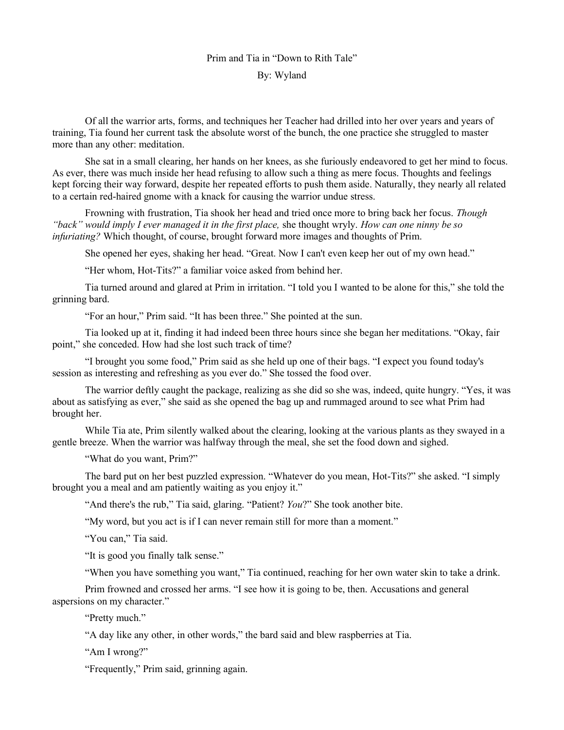Prim and Tia in "Down to Rith Tale"

By: Wyland

Of all the warrior arts, forms, and techniques her Teacher had drilled into her over years and years of training, Tia found her current task the absolute worst of the bunch, the one practice she struggled to master more than any other: meditation.

She sat in a small clearing, her hands on her knees, as she furiously endeavored to get her mind to focus. As ever, there was much inside her head refusing to allow such a thing as mere focus. Thoughts and feelings kept forcing their way forward, despite her repeated efforts to push them aside. Naturally, they nearly all related to a certain red-haired gnome with a knack for causing the warrior undue stress.

Frowning with frustration, Tia shook her head and tried once more to bring back her focus. *Though "back" would imply I ever managed it in the first place,* she thought wryly. *How can one ninny be so infuriating?* Which thought, of course, brought forward more images and thoughts of Prim.

She opened her eyes, shaking her head. "Great. Now I can't even keep her out of my own head."

"Her whom, Hot-Tits?" a familiar voice asked from behind her.

Tia turned around and glared at Prim in irritation. "I told you I wanted to be alone for this," she told the grinning bard.

"For an hour," Prim said. "It has been three." She pointed at the sun.

Tia looked up at it, finding it had indeed been three hours since she began her meditations. "Okay, fair point," she conceded. How had she lost such track of time?

"I brought you some food," Prim said as she held up one of their bags. "I expect you found today's session as interesting and refreshing as you ever do." She tossed the food over.

The warrior deftly caught the package, realizing as she did so she was, indeed, quite hungry. "Yes, it was about as satisfying as ever," she said as she opened the bag up and rummaged around to see what Prim had brought her.

While Tia ate, Prim silently walked about the clearing, looking at the various plants as they swayed in a gentle breeze. When the warrior was halfway through the meal, she set the food down and sighed.

"What do you want, Prim?"

The bard put on her best puzzled expression. "Whatever do you mean, Hot-Tits?" she asked. "I simply brought you a meal and am patiently waiting as you enjoy it."

"And there's the rub," Tia said, glaring. "Patient? *You*?" She took another bite.

"My word, but you act is if I can never remain still for more than a moment."

"You can," Tia said.

"It is good you finally talk sense."

"When you have something you want," Tia continued, reaching for her own water skin to take a drink.

Prim frowned and crossed her arms. "I see how it is going to be, then. Accusations and general aspersions on my character."

"Pretty much."

"A day like any other, in other words," the bard said and blew raspberries at Tia.

"Am I wrong?"

"Frequently," Prim said, grinning again.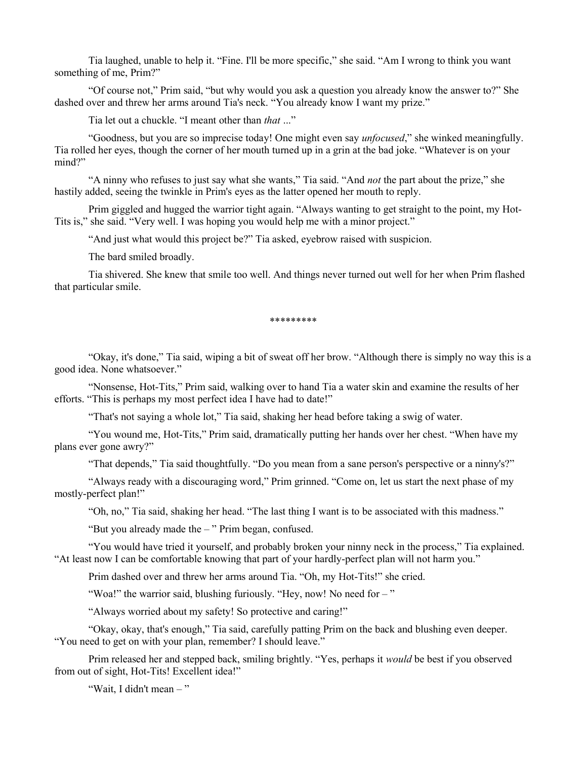Tia laughed, unable to help it. “Fine. I'll be more specific,” she said. “Am I wrong to think you want something of me, Prim?”

“Of course not,” Prim said, “but why would you ask a question you already know the answer to?” She dashed over and threw her arms around Tia's neck. “You already know I want my prize.”

Tia let out a chuckle. “I meant other than *that* ...”

“Goodness, but you are so imprecise today! One might even say *unfocused*,” she winked meaningfully. Tia rolled her eyes, though the corner of her mouth turned up in a grin at the bad joke. “Whatever is on your mind?”

“A ninny who refuses to just say what she wants,” Tia said. “And *not* the part about the prize,” she hastily added, seeing the twinkle in Prim's eyes as the latter opened her mouth to reply.

Prim giggled and hugged the warrior tight again. “Always wanting to get straight to the point, my Hot-Tits is,” she said. “Very well. I was hoping you would help me with a minor project.”

“And just what would this project be?” Tia asked, eyebrow raised with suspicion.

The bard smiled broadly.

Tia shivered. She knew that smile too well. And things never turned out well for her when Prim flashed that particular smile.

*********

“Okay, it's done,” Tia said, wiping a bit of sweat off her brow. “Although there is simply no way this is a good idea. None whatsoever.”

“Nonsense, Hot-Tits,” Prim said, walking over to hand Tia a water skin and examine the results of her efforts. “This is perhaps my most perfect idea I have had to date!”

“That's not saying a whole lot,” Tia said, shaking her head before taking a swig of water.

“You wound me, Hot-Tits,” Prim said, dramatically putting her hands over her chest. “When have my plans ever gone awry?”

“That depends,” Tia said thoughtfully. “Do you mean from a sane person's perspective or a ninny's?”

“Always ready with a discouraging word,” Prim grinned. “Come on, let us start the next phase of my mostly-perfect plan!”

“Oh, no,” Tia said, shaking her head. “The last thing I want is to be associated with this madness.”

“But you already made the – ” Prim began, confused.

“You would have tried it yourself, and probably broken your ninny neck in the process,” Tia explained. “At least now I can be comfortable knowing that part of your hardly-perfect plan will not harm you.”

Prim dashed over and threw her arms around Tia. “Oh, my Hot-Tits!” she cried.

“Woa!” the warrior said, blushing furiously. “Hey, now! No need for – ”

“Always worried about my safety! So protective and caring!”

“Okay, okay, that's enough,” Tia said, carefully patting Prim on the back and blushing even deeper. “You need to get on with your plan, remember? I should leave.”

Prim released her and stepped back, smiling brightly. “Yes, perhaps it *would* be best if you observed from out of sight, Hot-Tits! Excellent idea!”

“Wait, I didn't mean – ”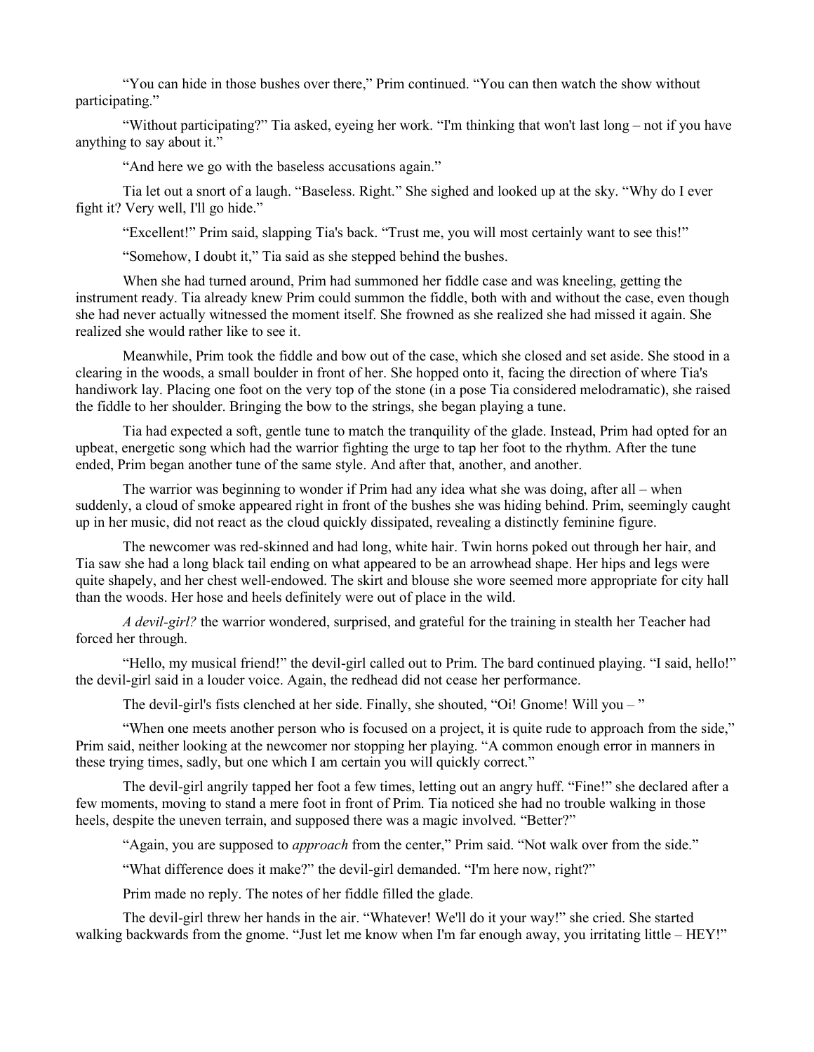"You can hide in those bushes over there," Prim continued. "You can then watch the show without participating."

"Without participating?" Tia asked, eyeing her work. "I'm thinking that won't last long – not if you have anything to say about it."

"And here we go with the baseless accusations again."

Tia let out a snort of a laugh. "Baseless. Right." She sighed and looked up at the sky. "Why do I ever fight it? Very well, I'll go hide."

"Excellent!" Prim said, slapping Tia's back. "Trust me, you will most certainly want to see this!"

"Somehow, I doubt it," Tia said as she stepped behind the bushes.

When she had turned around, Prim had summoned her fiddle case and was kneeling, getting the instrument ready. Tia already knew Prim could summon the fiddle, both with and without the case, even though she had never actually witnessed the moment itself. She frowned as she realized she had missed it again. She realized she would rather like to see it.

Meanwhile, Prim took the fiddle and bow out of the case, which she closed and set aside. She stood in a clearing in the woods, a small boulder in front of her. She hopped onto it, facing the direction of where Tia's handiwork lay. Placing one foot on the very top of the stone (in a pose Tia considered melodramatic), she raised the fiddle to her shoulder. Bringing the bow to the strings, she began playing a tune.

Tia had expected a soft, gentle tune to match the tranquility of the glade. Instead, Prim had opted for an upbeat, energetic song which had the warrior fighting the urge to tap her foot to the rhythm. After the tune ended, Prim began another tune of the same style. And after that, another, and another.

The warrior was beginning to wonder if Prim had any idea what she was doing, after all – when suddenly, a cloud of smoke appeared right in front of the bushes she was hiding behind. Prim, seemingly caught up in her music, did not react as the cloud quickly dissipated, revealing a distinctly feminine figure.

The newcomer was red-skinned and had long, white hair. Twin horns poked out through her hair, and Tia saw she had a long black tail ending on what appeared to be an arrowhead shape. Her hips and legs were quite shapely, and her chest well-endowed. The skirt and blouse she wore seemed more appropriate for city hall than the woods. Her hose and heels definitely were out of place in the wild.

*A devil-girl?* the warrior wondered, surprised, and grateful for the training in stealth her Teacher had forced her through.

"Hello, my musical friend!" the devil-girl called out to Prim. The bard continued playing. "I said, hello!" the devil-girl said in a louder voice. Again, the redhead did not cease her performance.

The devil-girl's fists clenched at her side. Finally, she shouted, "Oi! Gnome! Will you – "

"When one meets another person who is focused on a project, it is quite rude to approach from the side," Prim said, neither looking at the newcomer nor stopping her playing. "A common enough error in manners in these trying times, sadly, but one which I am certain you will quickly correct."

The devil-girl angrily tapped her foot a few times, letting out an angry huff. "Fine!" she declared after a few moments, moving to stand a mere foot in front of Prim. Tia noticed she had no trouble walking in those heels, despite the uneven terrain, and supposed there was a magic involved. "Better?"

"Again, you are supposed to *approach* from the center," Prim said. "Not walk over from the side."

"What difference does it make?" the devil-girl demanded. "I'm here now, right?"

Prim made no reply. The notes of her fiddle filled the glade.

The devil-girl threw her hands in the air. "Whatever! We'll do it your way!" she cried. She started walking backwards from the gnome. "Just let me know when I'm far enough away, you irritating little – HEY!"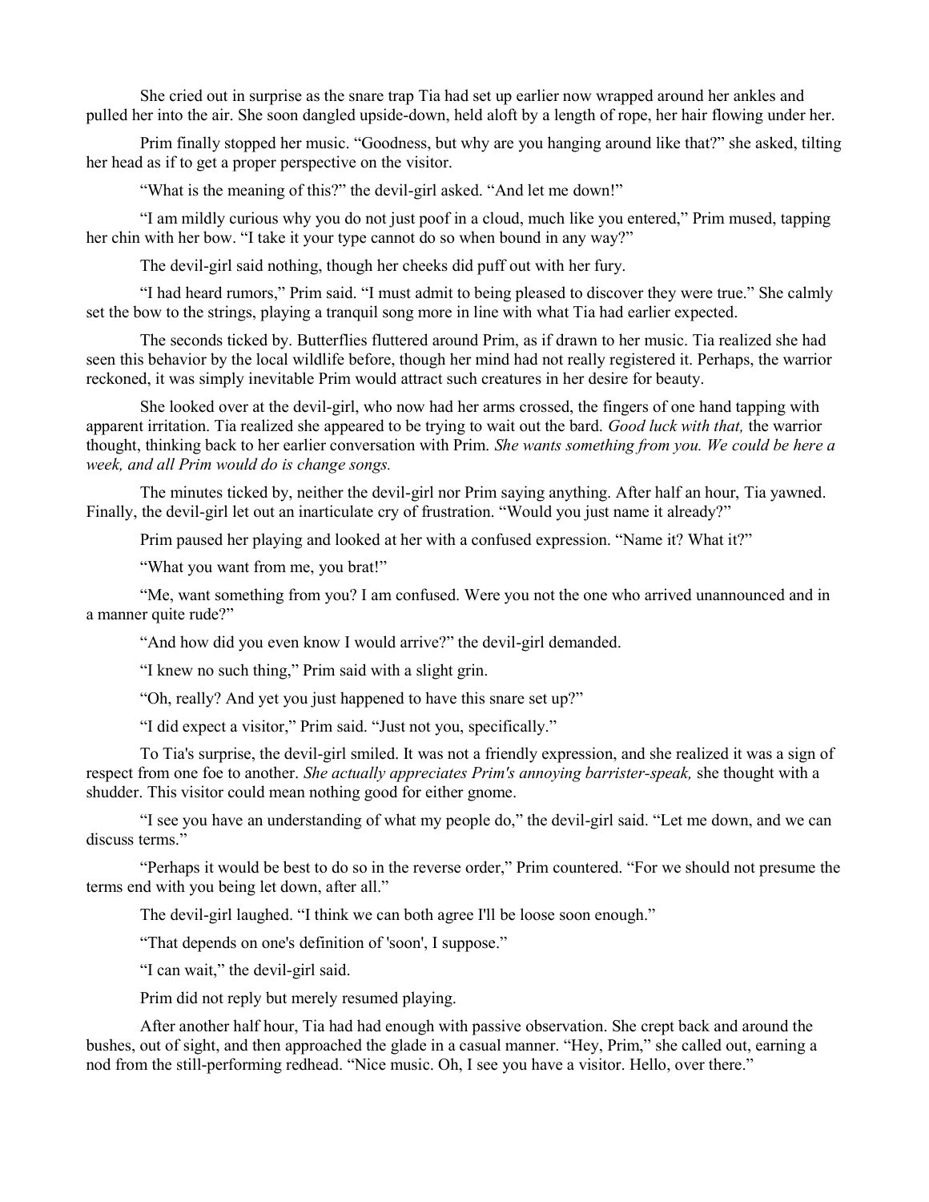She cried out in surprise as the snare trap Tia had set up earlier now wrapped around her ankles and pulled her into the air. She soon dangled upside-down, held aloft by a length of rope, her hair flowing under her.

Prim finally stopped her music. "Goodness, but why are you hanging around like that?" she asked, tilting her head as if to get a proper perspective on the visitor.

"What is the meaning of this?" the devil-girl asked. "And let me down!"

"I am mildly curious why you do not just poof in a cloud, much like you entered," Prim mused, tapping her chin with her bow. "I take it your type cannot do so when bound in any way?"

The devil-girl said nothing, though her cheeks did puff out with her fury.

"I had heard rumors," Prim said. "I must admit to being pleased to discover they were true." She calmly set the bow to the strings, playing a tranquil song more in line with what Tia had earlier expected.

The seconds ticked by. Butterflies fluttered around Prim, as if drawn to her music. Tia realized she had seen this behavior by the local wildlife before, though her mind had not really registered it. Perhaps, the warrior reckoned, it was simply inevitable Prim would attract such creatures in her desire for beauty.

She looked over at the devil-girl, who now had her arms crossed, the fingers of one hand tapping with apparent irritation. Tia realized she appeared to be trying to wait out the bard. *Good luck with that,* the warrior thought, thinking back to her earlier conversation with Prim. *She wants something from you. We could be here a week, and all Prim would do is change songs.*

The minutes ticked by, neither the devil-girl nor Prim saying anything. After half an hour, Tia yawned. Finally, the devil-girl let out an inarticulate cry of frustration. "Would you just name it already?"

Prim paused her playing and looked at her with a confused expression. "Name it? What it?"

"What you want from me, you brat!"

"Me, want something from you? I am confused. Were you not the one who arrived unannounced and in a manner quite rude?"

"And how did you even know I would arrive?" the devil-girl demanded.

"I knew no such thing," Prim said with a slight grin.

"Oh, really? And yet you just happened to have this snare set up?"

"I did expect a visitor," Prim said. "Just not you, specifically."

To Tia's surprise, the devil-girl smiled. It was not a friendly expression, and she realized it was a sign of respect from one foe to another. *She actually appreciates Prim's annoying barrister-speak,* she thought with a shudder. This visitor could mean nothing good for either gnome.

"I see you have an understanding of what my people do," the devil-girl said. "Let me down, and we can discuss terms."

"Perhaps it would be best to do so in the reverse order," Prim countered. "For we should not presume the terms end with you being let down, after all."

The devil-girl laughed. "I think we can both agree I'll be loose soon enough."

"That depends on one's definition of 'soon', I suppose."

"I can wait," the devil-girl said.

Prim did not reply but merely resumed playing.

After another half hour, Tia had had enough with passive observation. She crept back and around the bushes, out of sight, and then approached the glade in a casual manner. "Hey, Prim," she called out, earning a nod from the still-performing redhead. "Nice music. Oh, I see you have a visitor. Hello, over there."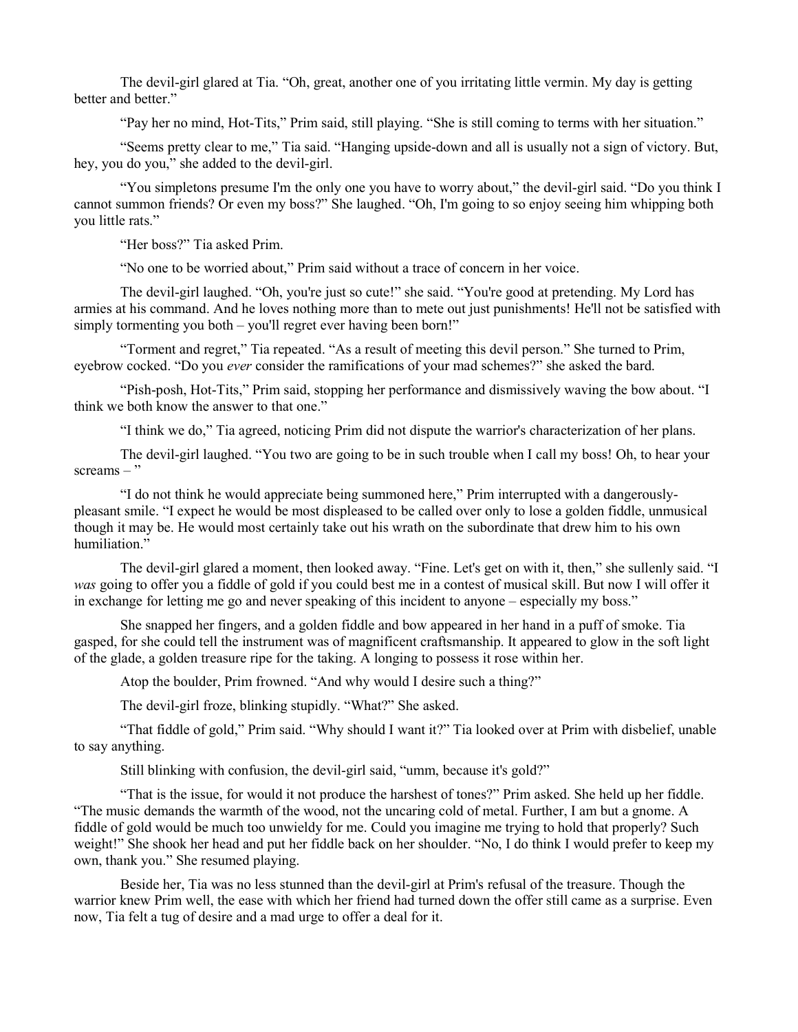The devil-girl glared at Tia. "Oh, great, another one of you irritating little vermin. My day is getting better and better."

"Pay her no mind, Hot-Tits," Prim said, still playing. "She is still coming to terms with her situation."

"Seems pretty clear to me," Tia said. "Hanging upside-down and all is usually not a sign of victory. But, hey, you do you," she added to the devil-girl.

"You simpletons presume I'm the only one you have to worry about," the devil-girl said. "Do you think I cannot summon friends? Or even my boss?" She laughed. "Oh, I'm going to so enjoy seeing him whipping both you little rats."

"Her boss?" Tia asked Prim.

"No one to be worried about," Prim said without a trace of concern in her voice.

The devil-girl laughed. "Oh, you're just so cute!" she said. "You're good at pretending. My Lord has armies at his command. And he loves nothing more than to mete out just punishments! He'll not be satisfied with simply tormenting you both – you'll regret ever having been born!"

"Torment and regret," Tia repeated. "As a result of meeting this devil person." She turned to Prim, eyebrow cocked. "Do you *ever* consider the ramifications of your mad schemes?" she asked the bard.

"Pish-posh, Hot-Tits," Prim said, stopping her performance and dismissively waving the bow about. "I think we both know the answer to that one."

"I think we do," Tia agreed, noticing Prim did not dispute the warrior's characterization of her plans.

The devil-girl laughed. "You two are going to be in such trouble when I call my boss! Oh, to hear your screams – "

"I do not think he would appreciate being summoned here," Prim interrupted with a dangerously-pleasant smile. "I expect he would be most displeased to be called over only to lose a golden fiddle, unmusical though it may be. He would most certainly take out his wrath on the subordinate that drew him to his own humiliation."

The devil-girl glared a moment, then looked away. "Fine. Let's get on with it, then," she sullenly said. "I *was* going to offer you a fiddle of gold if you could best me in a contest of musical skill. But now I will offer it in exchange for letting me go and never speaking of this incident to anyone – especially my boss."

She snapped her fingers, and a golden fiddle and bow appeared in her hand in a puff of smoke. Tia gasped, for she could tell the instrument was of magnificent craftsmanship. It appeared to glow in the soft light of the glade, a golden treasure ripe for the taking. A longing to possess it rose within her.

Atop the boulder, Prim frowned. "And why would I desire such a thing?"

The devil-girl froze, blinking stupidly. "What?" She asked.

"That fiddle of gold," Prim said. "Why should I want it?" Tia looked over at Prim with disbelief, unable to say anything.

Still blinking with confusion, the devil-girl said, "umm, because it's gold?"

"That is the issue, for would it not produce the harshest of tones?" Prim asked. She held up her fiddle. "The music demands the warmth of the wood, not the uncaring cold of metal. Further, I am but a gnome. A fiddle of gold would be much too unwieldy for me. Could you imagine me trying to hold that properly? Such weight!" She shook her head and put her fiddle back on her shoulder. "No, I do think I would prefer to keep my own, thank you." She resumed playing.

Beside her, Tia was no less stunned than the devil-girl at Prim's refusal of the treasure. Though the warrior knew Prim well, the ease with which her friend had turned down the offer still came as a surprise. Even now, Tia felt a tug of desire and a mad urge to offer a deal for it.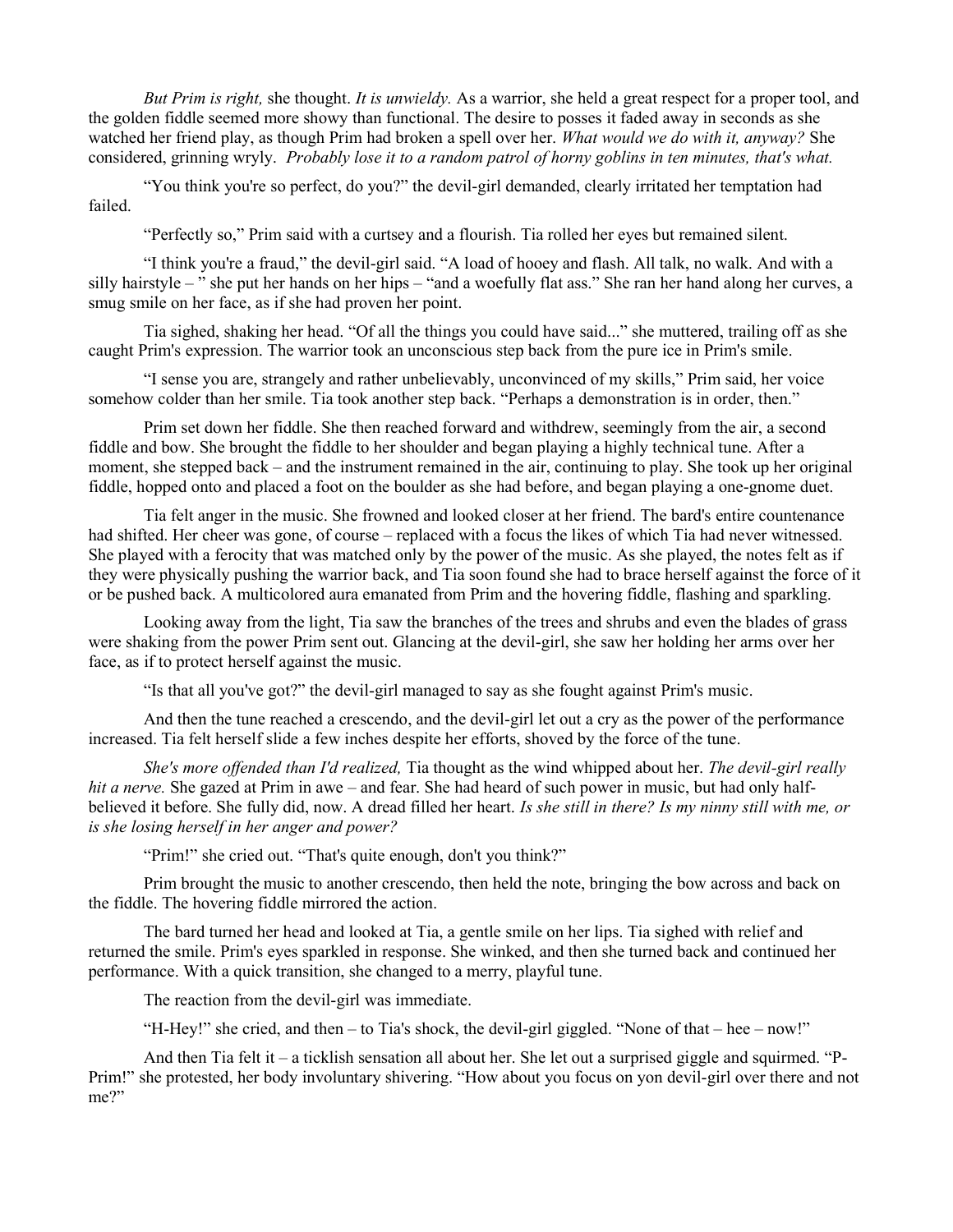*But Prim is right,* she thought. *It is unwieldy.* As a warrior, she held a great respect for a proper tool, and the golden fiddle seemed more showy than functional. The desire to posses it faded away in seconds as she watched her friend play, as though Prim had broken a spell over her. *What would we do with it, anyway?* She considered, grinning wryly. *Probably lose it to a random patrol of horny goblins in ten minutes, that's what.*

"You think you're so perfect, do you?" the devil-girl demanded, clearly irritated her temptation had failed.

"Perfectly so," Prim said with a curtsey and a flourish. Tia rolled her eyes but remained silent.

"I think you're a fraud," the devil-girl said. "A load of hooey and flash. All talk, no walk. And with a silly hairstyle – " she put her hands on her hips – "and a woefully flat ass." She ran her hand along her curves, a smug smile on her face, as if she had proven her point.

Tia sighed, shaking her head. "Of all the things you could have said..." she muttered, trailing off as she caught Prim's expression. The warrior took an unconscious step back from the pure ice in Prim's smile.

"I sense you are, strangely and rather unbelievably, unconvinced of my skills," Prim said, her voice somehow colder than her smile. Tia took another step back. "Perhaps a demonstration is in order, then."

Prim set down her fiddle. She then reached forward and withdrew, seemingly from the air, a second fiddle and bow. She brought the fiddle to her shoulder and began playing a highly technical tune. After a moment, she stepped back – and the instrument remained in the air, continuing to play. She took up her original fiddle, hopped onto and placed a foot on the boulder as she had before, and began playing a one-gnome duet.

Tia felt anger in the music. She frowned and looked closer at her friend. The bard's entire countenance had shifted. Her cheer was gone, of course – replaced with a focus the likes of which Tia had never witnessed. She played with a ferocity that was matched only by the power of the music. As she played, the notes felt as if they were physically pushing the warrior back, and Tia soon found she had to brace herself against the force of it or be pushed back. A multicolored aura emanated from Prim and the hovering fiddle, flashing and sparkling.

Looking away from the light, Tia saw the branches of the trees and shrubs and even the blades of grass were shaking from the power Prim sent out. Glancing at the devil-girl, she saw her holding her arms over her face, as if to protect herself against the music.

"Is that all you've got?" the devil-girl managed to say as she fought against Prim's music.

And then the tune reached a crescendo, and the devil-girl let out a cry as the power of the performance increased. Tia felt herself slide a few inches despite her efforts, shoved by the force of the tune.

*She's more offended than I'd realized,* Tia thought as the wind whipped about her. *The devil-girl really hit a nerve.* She gazed at Prim in awe – and fear. She had heard of such power in music, but had only half-believed it before. She fully did, now. A dread filled her heart. *Is she still in there? Is my ninny still with me, or is she losing herself in her anger and power?*

"Prim!" she cried out. "That's quite enough, don't you think?"

Prim brought the music to another crescendo, then held the note, bringing the bow across and back on the fiddle. The hovering fiddle mirrored the action.

The bard turned her head and looked at Tia, a gentle smile on her lips. Tia sighed with relief and returned the smile. Prim's eyes sparkled in response. She winked, and then she turned back and continued her performance. With a quick transition, she changed to a merry, playful tune.

The reaction from the devil-girl was immediate.

"H-Hey!" she cried, and then – to Tia's shock, the devil-girl giggled. "None of that – hee – now!"

And then Tia felt it – a ticklish sensation all about her. She let out a surprised giggle and squirmed. "P-Prim!" she protested, her body involuntary shivering. "How about you focus on yon devil-girl over there and not me?"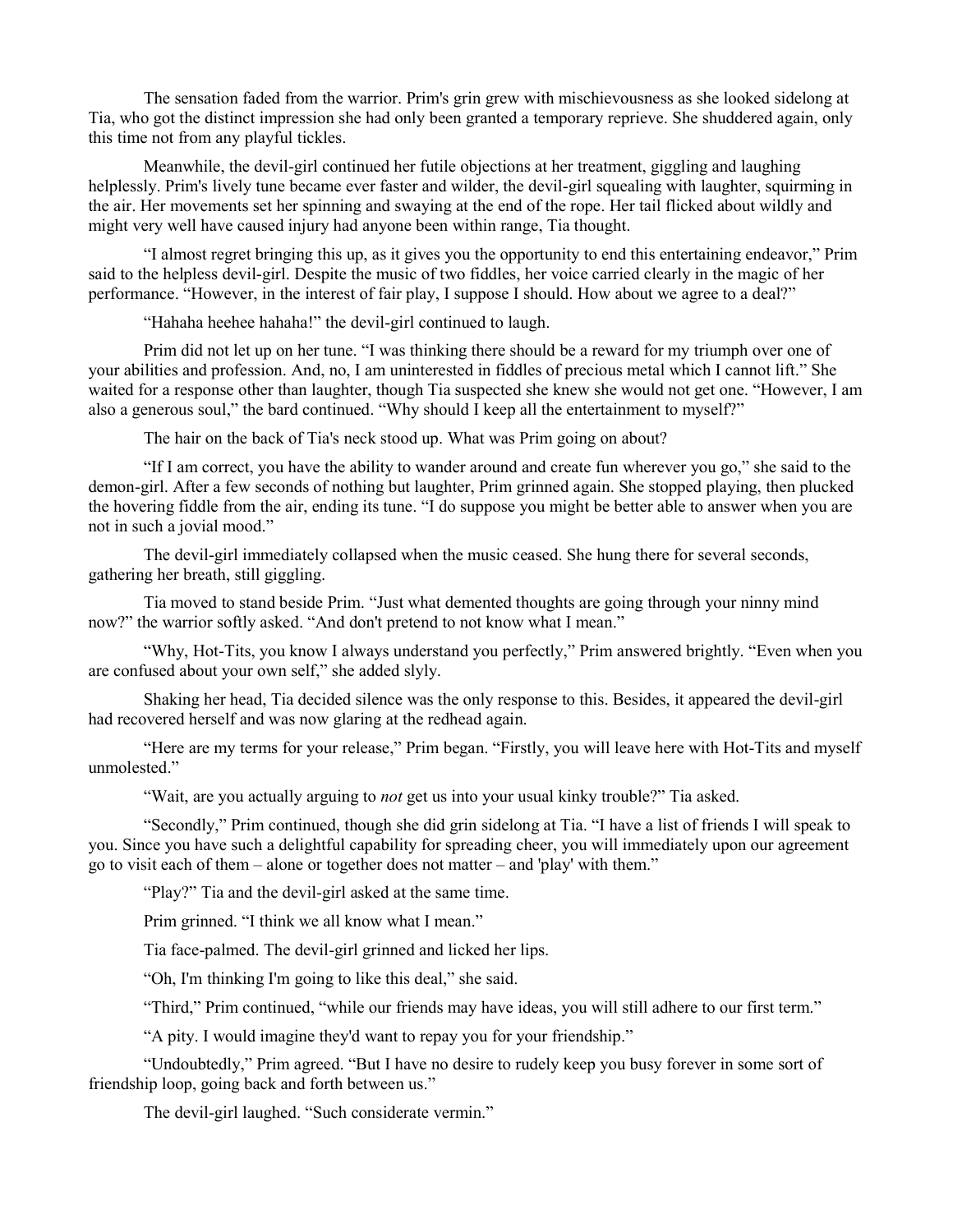The sensation faded from the warrior. Prim's grin grew with mischievousness as she looked sidelong at Tia, who got the distinct impression she had only been granted a temporary reprieve. She shuddered again, only this time not from any playful tickles.

Meanwhile, the devil-girl continued her futile objections at her treatment, giggling and laughing helplessly. Prim's lively tune became ever faster and wilder, the devil-girl squealing with laughter, squirming in the air. Her movements set her spinning and swaying at the end of the rope. Her tail flicked about wildly and might very well have caused injury had anyone been within range, Tia thought.

"I almost regret bringing this up, as it gives you the opportunity to end this entertaining endeavor," Prim said to the helpless devil-girl. Despite the music of two fiddles, her voice carried clearly in the magic of her performance. "However, in the interest of fair play, I suppose I should. How about we agree to a deal?"

"Hahaha heehee hahaha!" the devil-girl continued to laugh.

Prim did not let up on her tune. "I was thinking there should be a reward for my triumph over one of your abilities and profession. And, no, I am uninterested in fiddles of precious metal which I cannot lift." She waited for a response other than laughter, though Tia suspected she knew she would not get one. "However, I am also a generous soul," the bard continued. "Why should I keep all the entertainment to myself?"

The hair on the back of Tia's neck stood up. What was Prim going on about?

"If I am correct, you have the ability to wander around and create fun wherever you go," she said to the demon-girl. After a few seconds of nothing but laughter, Prim grinned again. She stopped playing, then plucked the hovering fiddle from the air, ending its tune. "I do suppose you might be better able to answer when you are not in such a jovial mood."

The devil-girl immediately collapsed when the music ceased. She hung there for several seconds, gathering her breath, still giggling.

Tia moved to stand beside Prim. "Just what demented thoughts are going through your ninny mind now?" the warrior softly asked. "And don't pretend to not know what I mean."

"Why, Hot-Tits, you know I always understand you perfectly," Prim answered brightly. "Even when you are confused about your own self," she added slyly.

Shaking her head, Tia decided silence was the only response to this. Besides, it appeared the devil-girl had recovered herself and was now glaring at the redhead again.

"Here are my terms for your release," Prim began. "Firstly, you will leave here with Hot-Tits and myself unmolested."

"Wait, are you actually arguing to *not* get us into your usual kinky trouble?" Tia asked.

"Secondly," Prim continued, though she did grin sidelong at Tia. "I have a list of friends I will speak to you. Since you have such a delightful capability for spreading cheer, you will immediately upon our agreement go to visit each of them – alone or together does not matter – and 'play' with them."

"Play?" Tia and the devil-girl asked at the same time.

Prim grinned. "I think we all know what I mean."

Tia face-palmed. The devil-girl grinned and licked her lips.

"Oh, I'm thinking I'm going to like this deal," she said.

"Third," Prim continued, "while our friends may have ideas, you will still adhere to our first term."

"A pity. I would imagine they'd want to repay you for your friendship."

"Undoubtedly," Prim agreed. "But I have no desire to rudely keep you busy forever in some sort of friendship loop, going back and forth between us."

The devil-girl laughed. "Such considerate vermin."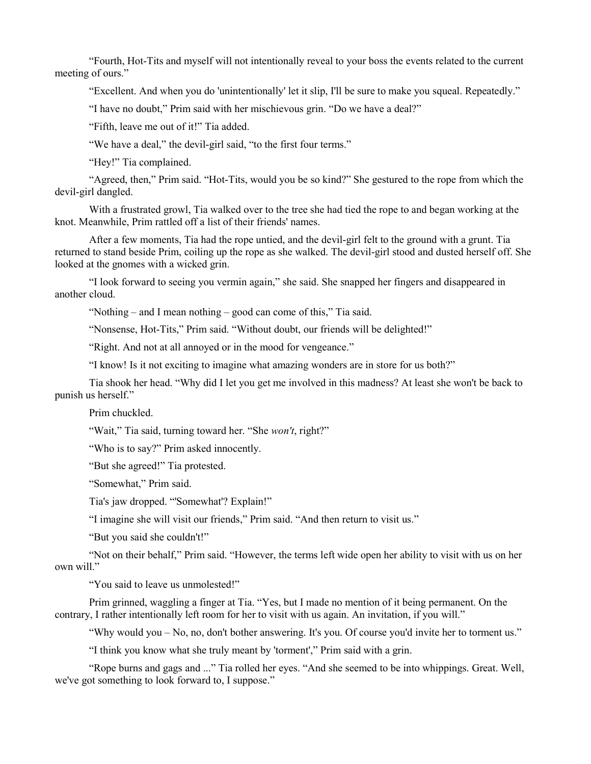"Fourth, Hot-Tits and myself will not intentionally reveal to your boss the events related to the current meeting of ours."

"Excellent. And when you do 'unintentionally' let it slip, I'll be sure to make you squeal. Repeatedly."

"I have no doubt," Prim said with her mischievous grin. "Do we have a deal?"

"Fifth, leave me out of it!" Tia added.

"We have a deal," the devil-girl said, "to the first four terms."

"Hey!" Tia complained.

"Agreed, then," Prim said. "Hot-Tits, would you be so kind?" She gestured to the rope from which the devil-girl dangled.

With a frustrated growl, Tia walked over to the tree she had tied the rope to and began working at the knot. Meanwhile, Prim rattled off a list of their friends' names.

After a few moments, Tia had the rope untied, and the devil-girl felt to the ground with a grunt. Tia returned to stand beside Prim, coiling up the rope as she walked. The devil-girl stood and dusted herself off. She looked at the gnomes with a wicked grin.

"I look forward to seeing you vermin again," she said. She snapped her fingers and disappeared in another cloud.

"Nothing – and I mean nothing – good can come of this," Tia said.

"Nonsense, Hot-Tits," Prim said. "Without doubt, our friends will be delighted!"

"Right. And not at all annoyed or in the mood for vengeance."

"I know! Is it not exciting to imagine what amazing wonders are in store for us both?"

Tia shook her head. "Why did I let you get me involved in this madness? At least she won't be back to punish us herself."

Prim chuckled.

"Wait," Tia said, turning toward her. "She *won't*, right?"

"Who is to say?" Prim asked innocently.

"But she agreed!" Tia protested.

"Somewhat," Prim said.

Tia's jaw dropped. "'Somewhat'? Explain!"

"I imagine she will visit our friends," Prim said. "And then return to visit us."

"But you said she couldn't!"

"Not on their behalf," Prim said. "However, the terms left wide open her ability to visit with us on her own will."

"You said to leave us unmolested!"

Prim grinned, waggling a finger at Tia. "Yes, but I made no mention of it being permanent. On the contrary, I rather intentionally left room for her to visit with us again. An invitation, if you will."

"Why would you – No, no, don't bother answering. It's you. Of course you'd invite her to torment us."

"I think you know what she truly meant by 'torment'," Prim said with a grin.

"Rope burns and gags and ..." Tia rolled her eyes. "And she seemed to be into whippings. Great. Well, we've got something to look forward to, I suppose."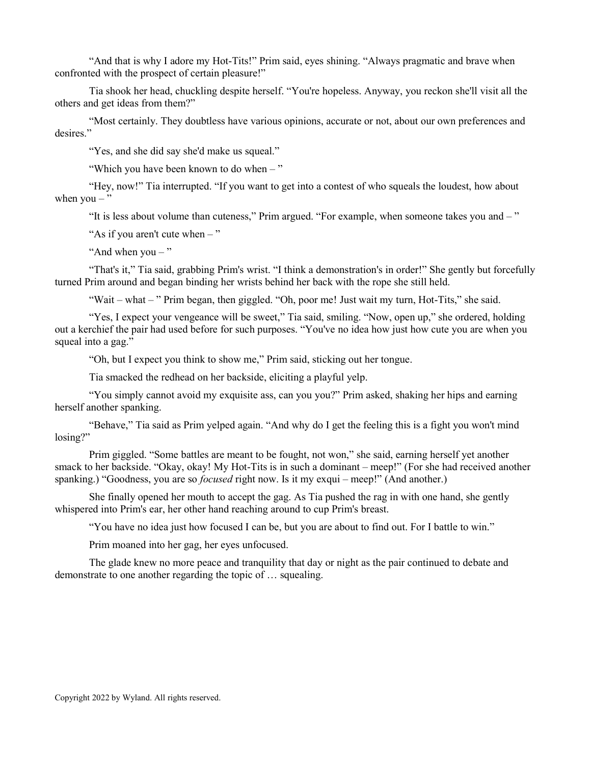"And that is why I adore my Hot-Tits!" Prim said, eyes shining. "Always pragmatic and brave when confronted with the prospect of certain pleasure!"

Tia shook her head, chuckling despite herself. "You're hopeless. Anyway, you reckon she'll visit all the others and get ideas from them?"

"Most certainly. They doubtless have various opinions, accurate or not, about our own preferences and desires."

"Yes, and she did say she'd make us squeal."

"Which you have been known to do when – "

"Hey, now!" Tia interrupted. "If you want to get into a contest of who squeals the loudest, how about when you – "

"It is less about volume than cuteness," Prim argued. "For example, when someone takes you and – "

"As if you aren't cute when – "

"And when you – "

"That's it," Tia said, grabbing Prim's wrist. "I think a demonstration's in order!" She gently but forcefully turned Prim around and began binding her wrists behind her back with the rope she still held.

"Wait – what – " Prim began, then giggled. "Oh, poor me! Just wait my turn, Hot-Tits," she said.

"Yes, I expect your vengeance will be sweet," Tia said, smiling. "Now, open up," she ordered, holding out a kerchief the pair had used before for such purposes. "You've no idea how just how cute you are when you squeal into a gag."

"Oh, but I expect you think to show me," Prim said, sticking out her tongue.

Tia smacked the redhead on her backside, eliciting a playful yelp.

"You simply cannot avoid my exquisite ass, can you?" Prim asked, shaking her hips and earning herself another spanking.

"Behave," Tia said as Prim yelped again. "And why do I get the feeling this is a fight you won't mind losing?"

Prim giggled. "Some battles are meant to be fought, not won," she said, earning herself yet another smack to her backside. "Okay, okay! My Hot-Tits is in such a dominant – meep!" (For she had received another spanking.) "Goodness, you are so *focused* right now. Is it my exqui – meep!" (And another.)

She finally opened her mouth to accept the gag. As Tia pushed the rag in with one hand, she gently whispered into Prim's ear, her other hand reaching around to cup Prim's breast.

"You have no idea just how focused I can be, but you are about to find out. For I battle to win."

Prim moaned into her gag, her eyes unfocused.

The glade knew no more peace and tranquility that day or night as the pair continued to debate and demonstrate to one another regarding the topic of … squealing.

Copyright 2022 by Wyland. All rights reserved.